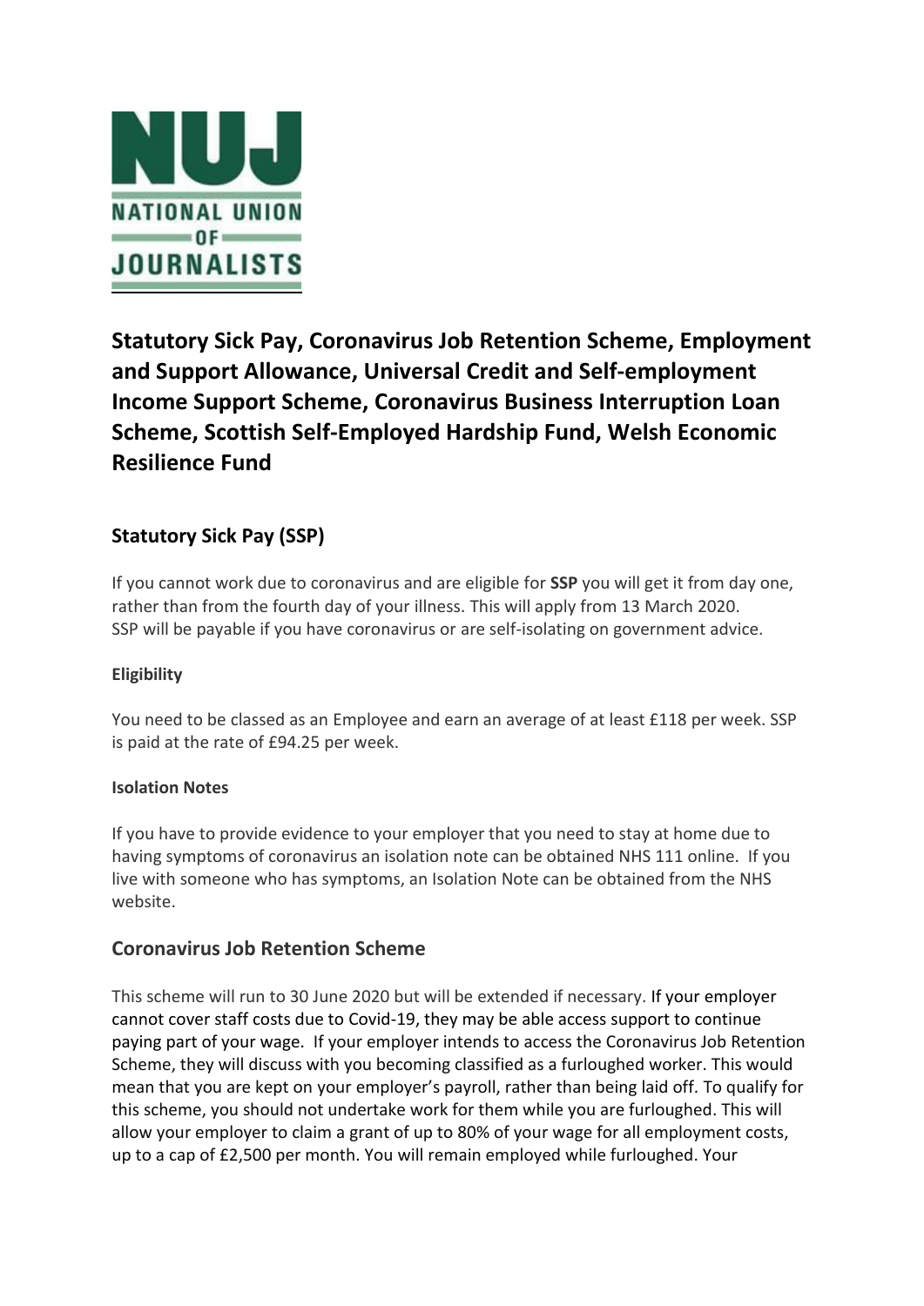**Statutory Sick Pay, Coronavirus Job Retention Scheme, Employment and Support Allowance, Universal Credit and Self-employment Income Support Scheme, Coronavirus Business Interruption Loan Scheme, Scottish Self-Employed Hardship Fund, Welsh Economic Resilience Fund**

## Statutory Sick Pay (SSP)

If you cannot work due to coronavirus and are eligible for **SSP** you will get it from day one, rather than from the fourth day of your illness. This will apply from 13 March 2020. SSP will be payable if you have coronavirus or are self-isolating on government advice.

### Eligibility

You need to be classed as an Employee and earn an average of at least £118 per week. SSP is paid at the rate of £94.25 per week.

### Isolation Notes

If you have to provide evidence to your employer that you need to stay at home due to having symptoms of coronavirus an isolation note can be obtained NHS 111 online. If you live with someone who has symptoms, an Isolation Note can be obtained from the NHS website.

## Coronavirus Job Retention Scheme

This scheme will run to 30 June 2020 but will be extended if necessary. If your employer cannot cover staff costs due to Covid-19, they may be able access support to continue paying part of your wage. If your employer intends to access the Coronavirus Job Retention Scheme, they will discuss with you becoming classified as a furloughed worker. This would mean that you are kept on your employer's payroll, rather than being laid off. To qualify for this scheme, you should not undertake work for them while you are furloughed. This will allow your employer to claim a grant of up to 80% of your wage for all employment costs, up to a cap of £2,500 per month. You will remain employed while furloughed. Your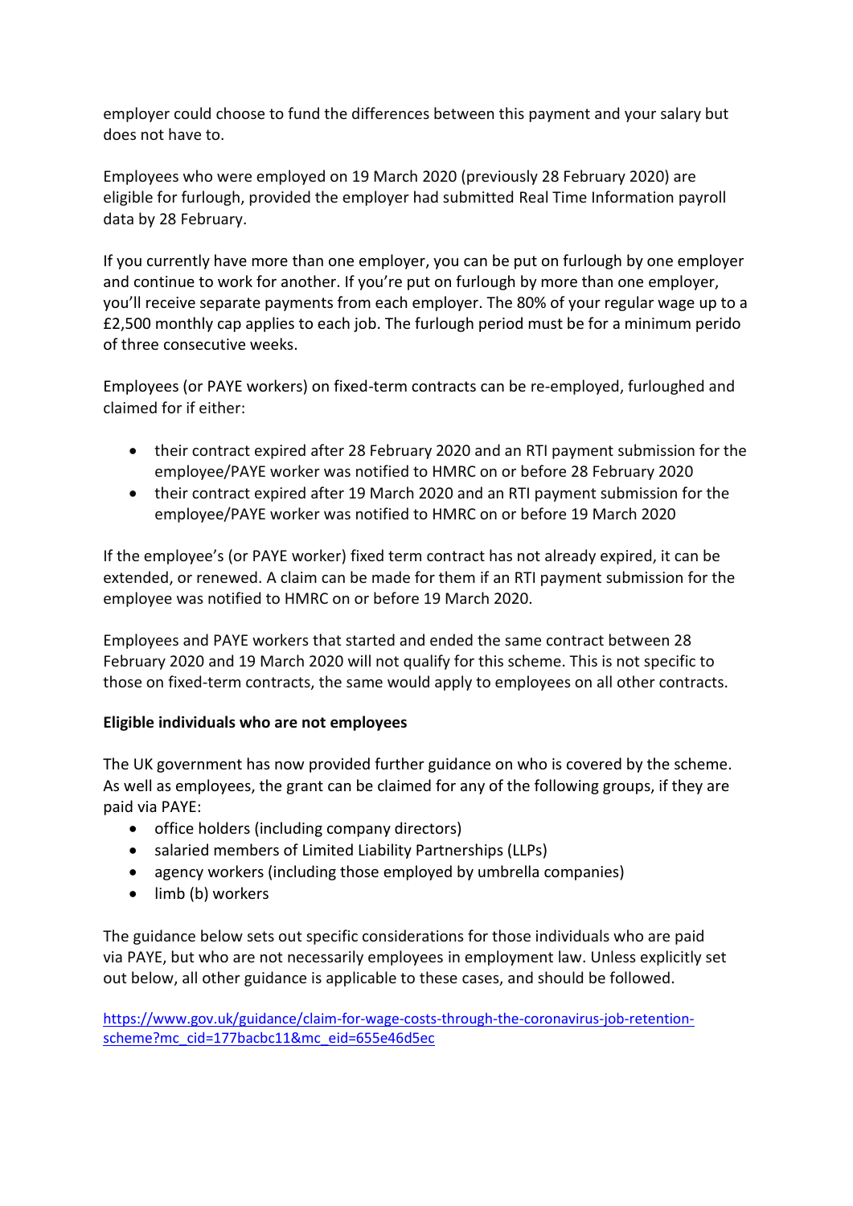employer could choose to fund the differences between this payment and your salary but does not have to.

Employees who were employed on 19 March 2020 (previously 28 February 2020) are eligible for furlough, provided the employer had submitted Real Time Information payroll data by 28 February.

If you currently have more than one employer, you can be put on furlough by one employer and continue to work for another. If you're put on furlough by more than one employer, you'll receive separate payments from each employer. The 80% of your regular wage up to a £2,500 monthly cap applies to each job. The furlough period must be for a minimum perido of three consecutive weeks.

Employees (or PAYE workers) on fixed-term contracts can be re-employed, furloughed and claimed for if either:

- their contract expired after 28 February 2020 and an RTI payment submission for the employee/PAYE worker was notified to HMRC on or before 28 February 2020
- their contract expired after 19 March 2020 and an RTI payment submission for the employee/PAYE worker was notified to HMRC on or before 19 March 2020

If the employee's (or PAYE worker) fixed term contract has not already expired, it can be extended, or renewed. A claim can be made for them if an RTI payment submission for the employee was notified to HMRC on or before 19 March 2020.

Employees and PAYE workers that started and ended the same contract between 28 February 2020 and 19 March 2020 will not qualify for this scheme. This is not specific to those on fixed-term contracts, the same would apply to employees on all other contracts.

**Eligible individuals who are not employees**

The UK government has now provided further guidance on who is covered by the scheme. As well as employees, the grant can be claimed for any of the following groups, if they are paid via PAYE:

- office holders (including company directors)
- salaried members of Limited Liability Partnerships (LLPs)
- agency workers (including those employed by umbrella companies)
- limb (b) workers

The guidance below sets out specific considerations for those individuals who are paid via PAYE, but who are not necessarily employees in employment law. Unless explicitly set out below, all other guidance is applicable to these cases, and should be followed.

https://www.gov.uk/guidance/claim-for-wage-costs-through-the-coronavirus-job-retention-scheme?mc_cid=177bacbc11&mc_eid=655e46d5ec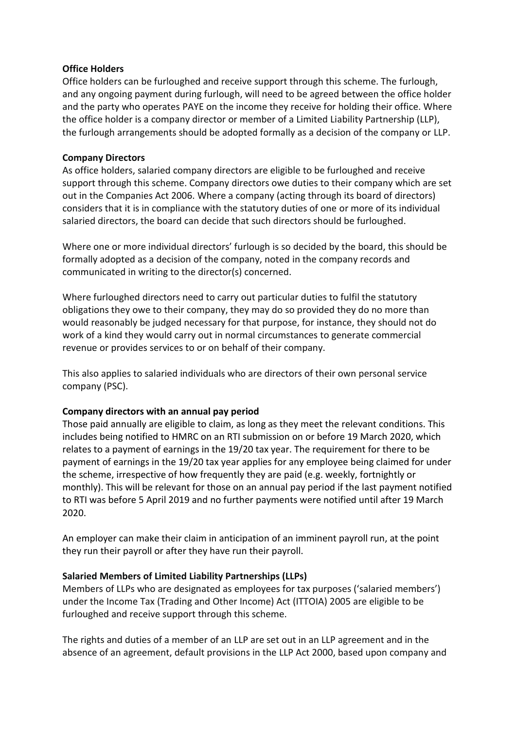**Office Holders**

Office holders can be furloughed and receive support through this scheme. The furlough, and any ongoing payment during furlough, will need to be agreed between the office holder and the party who operates PAYE on the income they receive for holding their office. Where the office holder is a company director or member of a Limited Liability Partnership (LLP), the furlough arrangements should be adopted formally as a decision of the company or LLP.

**Company Directors**

As office holders, salaried company directors are eligible to be furloughed and receive support through this scheme. Company directors owe duties to their company which are set out in the Companies Act 2006. Where a company (acting through its board of directors) considers that it is in compliance with the statutory duties of one or more of its individual salaried directors, the board can decide that such directors should be furloughed.

Where one or more individual directors' furlough is so decided by the board, this should be formally adopted as a decision of the company, noted in the company records and communicated in writing to the director(s) concerned.

Where furloughed directors need to carry out particular duties to fulfil the statutory obligations they owe to their company, they may do so provided they do no more than would reasonably be judged necessary for that purpose, for instance, they should not do work of a kind they would carry out in normal circumstances to generate commercial revenue or provides services to or on behalf of their company.

This also applies to salaried individuals who are directors of their own personal service company (PSC).

**Company directors with an annual pay period**

Those paid annually are eligible to claim, as long as they meet the relevant conditions. This includes being notified to HMRC on an RTI submission on or before 19 March 2020, which relates to a payment of earnings in the 19/20 tax year. The requirement for there to be payment of earnings in the 19/20 tax year applies for any employee being claimed for under the scheme, irrespective of how frequently they are paid (e.g. weekly, fortnightly or monthly). This will be relevant for those on an annual pay period if the last payment notified to RTI was before 5 April 2019 and no further payments were notified until after 19 March 2020.

An employer can make their claim in anticipation of an imminent payroll run, at the point they run their payroll or after they have run their payroll.

**Salaried Members of Limited Liability Partnerships (LLPs)**

Members of LLPs who are designated as employees for tax purposes ('salaried members') under the Income Tax (Trading and Other Income) Act (ITTOIA) 2005 are eligible to be furloughed and receive support through this scheme.

The rights and duties of a member of an LLP are set out in an LLP agreement and in the absence of an agreement, default provisions in the LLP Act 2000, based upon company and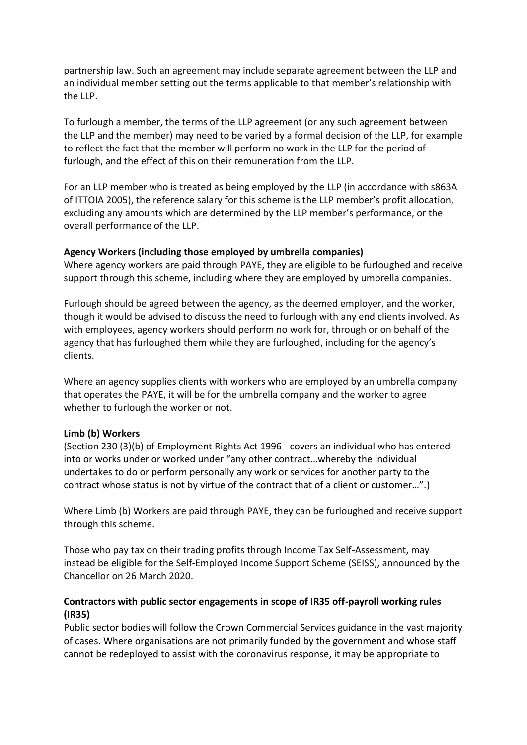partnership law. Such an agreement may include separate agreement between the LLP and an individual member setting out the terms applicable to that member's relationship with the LLP.

To furlough a member, the terms of the LLP agreement (or any such agreement between the LLP and the member) may need to be varied by a formal decision of the LLP, for example to reflect the fact that the member will perform no work in the LLP for the period of furlough, and the effect of this on their remuneration from the LLP.

For an LLP member who is treated as being employed by the LLP (in accordance with s863A of ITTOIA 2005), the reference salary for this scheme is the LLP member's profit allocation, excluding any amounts which are determined by the LLP member's performance, or the overall performance of the LLP.

**Agency Workers (including those employed by umbrella companies)**

Where agency workers are paid through PAYE, they are eligible to be furloughed and receive support through this scheme, including where they are employed by umbrella companies.

Furlough should be agreed between the agency, as the deemed employer, and the worker, though it would be advised to discuss the need to furlough with any end clients involved. As with employees, agency workers should perform no work for, through or on behalf of the agency that has furloughed them while they are furloughed, including for the agency's clients.

Where an agency supplies clients with workers who are employed by an umbrella company that operates the PAYE, it will be for the umbrella company and the worker to agree whether to furlough the worker or not.

**Limb (b) Workers**

(Section 230 (3)(b) of Employment Rights Act 1996 - covers an individual who has entered into or works under or worked under "any other contract…whereby the individual undertakes to do or perform personally any work or services for another party to the contract whose status is not by virtue of the contract that of a client or customer…".)

Where Limb (b) Workers are paid through PAYE, they can be furloughed and receive support through this scheme.

Those who pay tax on their trading profits through Income Tax Self-Assessment, may instead be eligible for the Self-Employed Income Support Scheme (SEISS), announced by the Chancellor on 26 March 2020.

**Contractors with public sector engagements in scope of IR35 off-payroll working rules (IR35)**

Public sector bodies will follow the Crown Commercial Services guidance in the vast majority of cases. Where organisations are not primarily funded by the government and whose staff cannot be redeployed to assist with the coronavirus response, it may be appropriate to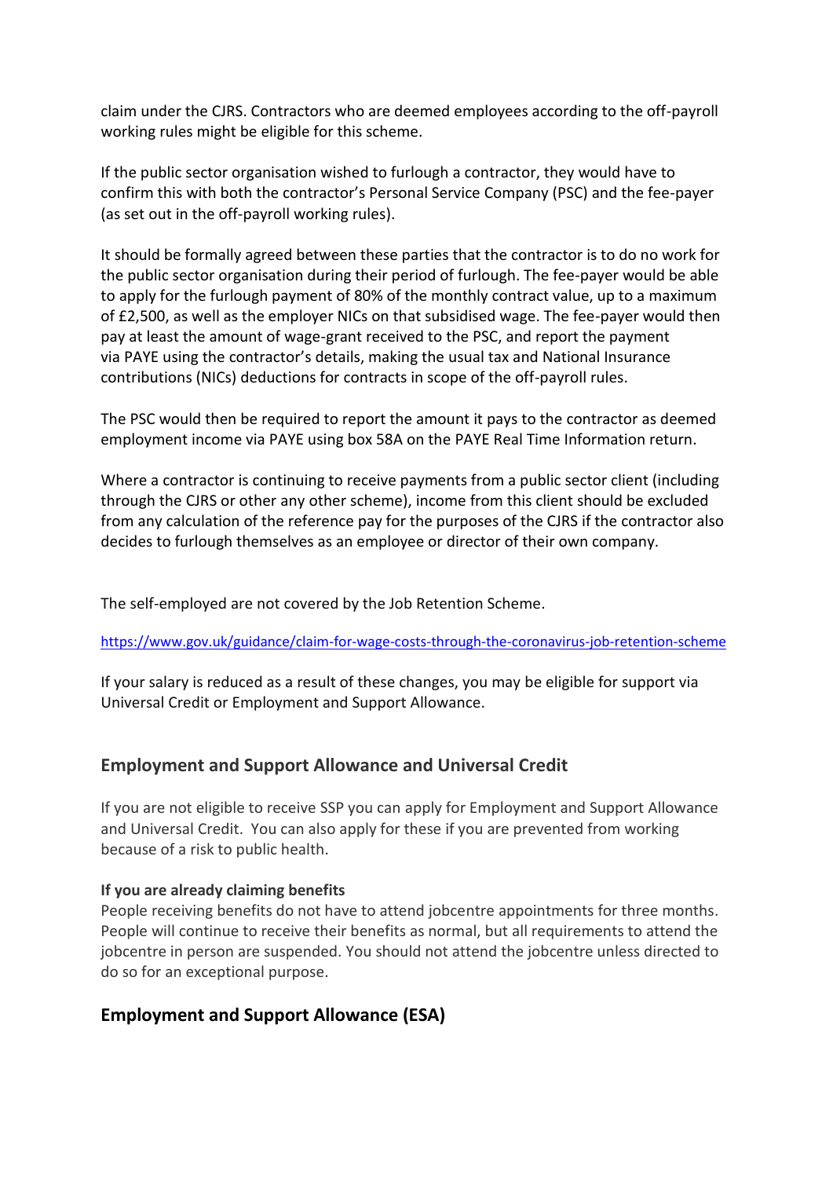claim under the CJRS. Contractors who are deemed employees according to the off-payroll working rules might be eligible for this scheme.

If the public sector organisation wished to furlough a contractor, they would have to confirm this with both the contractor's Personal Service Company (PSC) and the fee-payer (as set out in the off-payroll working rules).

It should be formally agreed between these parties that the contractor is to do no work for the public sector organisation during their period of furlough. The fee-payer would be able to apply for the furlough payment of 80% of the monthly contract value, up to a maximum of £2,500, as well as the employer NICs on that subsidised wage. The fee-payer would then pay at least the amount of wage-grant received to the PSC, and report the payment via PAYE using the contractor's details, making the usual tax and National Insurance contributions (NICs) deductions for contracts in scope of the off-payroll rules.

The PSC would then be required to report the amount it pays to the contractor as deemed employment income via PAYE using box 58A on the PAYE Real Time Information return.

Where a contractor is continuing to receive payments from a public sector client (including through the CJRS or other any other scheme), income from this client should be excluded from any calculation of the reference pay for the purposes of the CJRS if the contractor also decides to furlough themselves as an employee or director of their own company.

The self-employed are not covered by the Job Retention Scheme.

https://www.gov.uk/guidance/claim-for-wage-costs-through-the-coronavirus-job-retention-scheme

If your salary is reduced as a result of these changes, you may be eligible for support via Universal Credit or Employment and Support Allowance.

## Employment and Support Allowance and Universal Credit

If you are not eligible to receive SSP you can apply for Employment and Support Allowance and Universal Credit. You can also apply for these if you are prevented from working because of a risk to public health.

**If you are already claiming benefits**
People receiving benefits do not have to attend jobcentre appointments for three months. People will continue to receive their benefits as normal, but all requirements to attend the jobcentre in person are suspended. You should not attend the jobcentre unless directed to do so for an exceptional purpose.

## Employment and Support Allowance (ESA)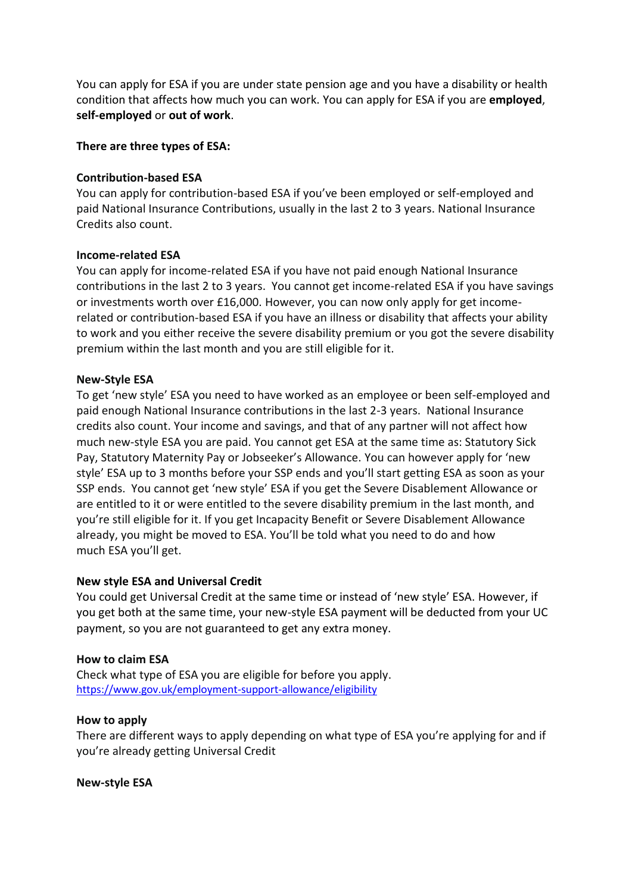You can apply for ESA if you are under state pension age and you have a disability or health condition that affects how much you can work. You can apply for ESA if you are **employed**, **self-employed** or **out of work**.

**There are three types of ESA:**

**Contribution-based ESA**
You can apply for contribution-based ESA if you've been employed or self-employed and paid National Insurance Contributions, usually in the last 2 to 3 years. National Insurance Credits also count.

**Income-related ESA**
You can apply for income-related ESA if you have not paid enough National Insurance contributions in the last 2 to 3 years. You cannot get income-related ESA if you have savings or investments worth over £16,000. However, you can now only apply for get income-related or contribution-based ESA if you have an illness or disability that affects your ability to work and you either receive the severe disability premium or you got the severe disability premium within the last month and you are still eligible for it.

**New-Style ESA**
To get 'new style' ESA you need to have worked as an employee or been self-employed and paid enough National Insurance contributions in the last 2-3 years. National Insurance credits also count. Your income and savings, and that of any partner will not affect how much new-style ESA you are paid. You cannot get ESA at the same time as: Statutory Sick Pay, Statutory Maternity Pay or Jobseeker's Allowance. You can however apply for 'new style' ESA up to 3 months before your SSP ends and you'll start getting ESA as soon as your SSP ends. You cannot get 'new style' ESA if you get the Severe Disablement Allowance or are entitled to it or were entitled to the severe disability premium in the last month, and you're still eligible for it. If you get Incapacity Benefit or Severe Disablement Allowance already, you might be moved to ESA. You'll be told what you need to do and how much ESA you'll get.

**New style ESA and Universal Credit**
You could get Universal Credit at the same time or instead of 'new style' ESA. However, if you get both at the same time, your new-style ESA payment will be deducted from your UC payment, so you are not guaranteed to get any extra money.

**How to claim ESA**
Check what type of ESA you are eligible for before you apply.
https://www.gov.uk/employment-support-allowance/eligibility

**How to apply**
There are different ways to apply depending on what type of ESA you're applying for and if you're already getting Universal Credit

**New-style ESA**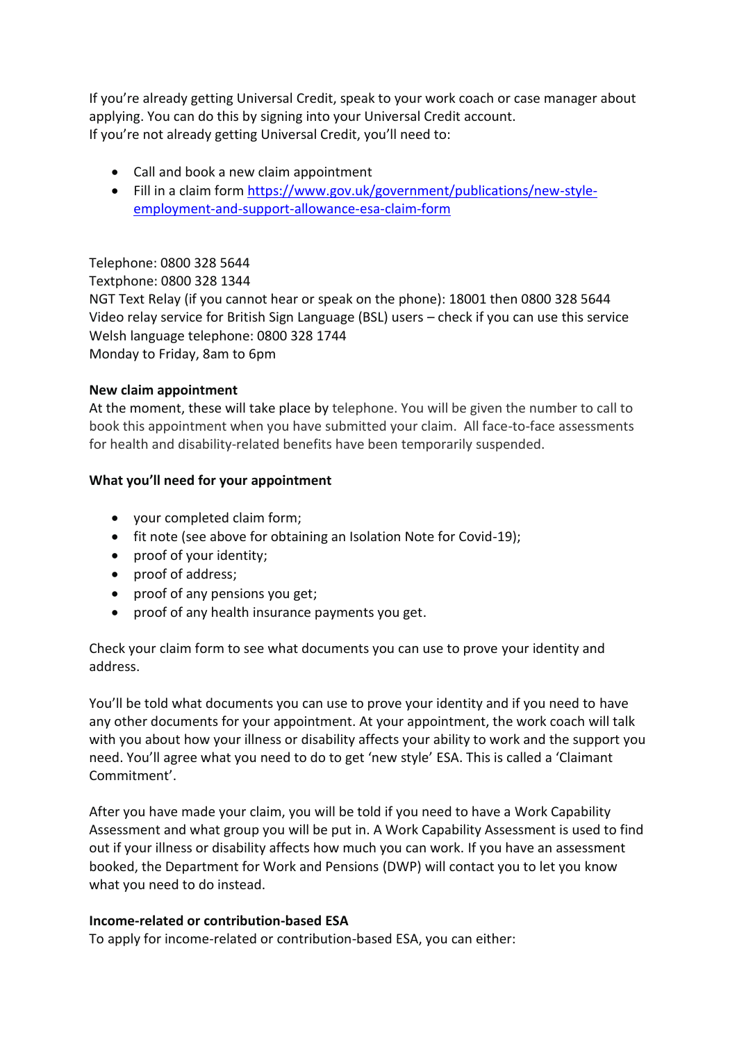If you're already getting Universal Credit, speak to your work coach or case manager about applying. You can do this by signing into your Universal Credit account.
If you're not already getting Universal Credit, you'll need to:

- Call and book a new claim appointment
- Fill in a claim form https://www.gov.uk/government/publications/new-style-employment-and-support-allowance-esa-claim-form

Telephone: 0800 328 5644
Textphone: 0800 328 1344
NGT Text Relay (if you cannot hear or speak on the phone): 18001 then 0800 328 5644
Video relay service for British Sign Language (BSL) users – check if you can use this service
Welsh language telephone: 0800 328 1744
Monday to Friday, 8am to 6pm

**New claim appointment**
At the moment, these will take place by telephone. You will be given the number to call to book this appointment when you have submitted your claim. All face-to-face assessments for health and disability-related benefits have been temporarily suspended.

**What you'll need for your appointment**

- your completed claim form;
- fit note (see above for obtaining an Isolation Note for Covid-19);
- proof of your identity;
- proof of address;
- proof of any pensions you get;
- proof of any health insurance payments you get.

Check your claim form to see what documents you can use to prove your identity and address.

You'll be told what documents you can use to prove your identity and if you need to have any other documents for your appointment. At your appointment, the work coach will talk with you about how your illness or disability affects your ability to work and the support you need. You'll agree what you need to do to get 'new style' ESA. This is called a 'Claimant Commitment'.

After you have made your claim, you will be told if you need to have a Work Capability Assessment and what group you will be put in. A Work Capability Assessment is used to find out if your illness or disability affects how much you can work. If you have an assessment booked, the Department for Work and Pensions (DWP) will contact you to let you know what you need to do instead.

**Income-related or contribution-based ESA**
To apply for income-related or contribution-based ESA, you can either: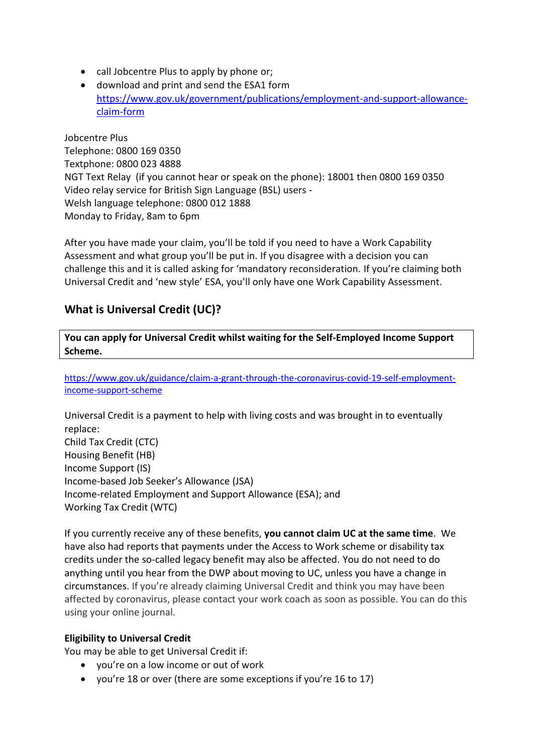- call Jobcentre Plus to apply by phone or;
- download and print and send the ESA1 form https://www.gov.uk/government/publications/employment-and-support-allowance-claim-form

Jobcentre Plus
Telephone: 0800 169 0350
Textphone: 0800 023 4888
NGT Text Relay (if you cannot hear or speak on the phone): 18001 then 0800 169 0350
Video relay service for British Sign Language (BSL) users -
Welsh language telephone: 0800 012 1888
Monday to Friday, 8am to 6pm

After you have made your claim, you'll be told if you need to have a Work Capability Assessment and what group you'll be put in. If you disagree with a decision you can challenge this and it is called asking for 'mandatory reconsideration. If you're claiming both Universal Credit and 'new style' ESA, you'll only have one Work Capability Assessment.

## What is Universal Credit (UC)?

**You can apply for Universal Credit whilst waiting for the Self-Employed Income Support Scheme.**

https://www.gov.uk/guidance/claim-a-grant-through-the-coronavirus-covid-19-self-employment-income-support-scheme

Universal Credit is a payment to help with living costs and was brought in to eventually replace:
Child Tax Credit (CTC)
Housing Benefit (HB)
Income Support (IS)
Income-based Job Seeker's Allowance (JSA)
Income-related Employment and Support Allowance (ESA); and
Working Tax Credit (WTC)

If you currently receive any of these benefits, **you cannot claim UC at the same time**. We have also had reports that payments under the Access to Work scheme or disability tax credits under the so-called legacy benefit may also be affected. You do not need to do anything until you hear from the DWP about moving to UC, unless you have a change in circumstances. If you're already claiming Universal Credit and think you may have been affected by coronavirus, please contact your work coach as soon as possible. You can do this using your online journal.

### Eligibility to Universal Credit

You may be able to get Universal Credit if:

- you're on a low income or out of work
- you're 18 or over (there are some exceptions if you're 16 to 17)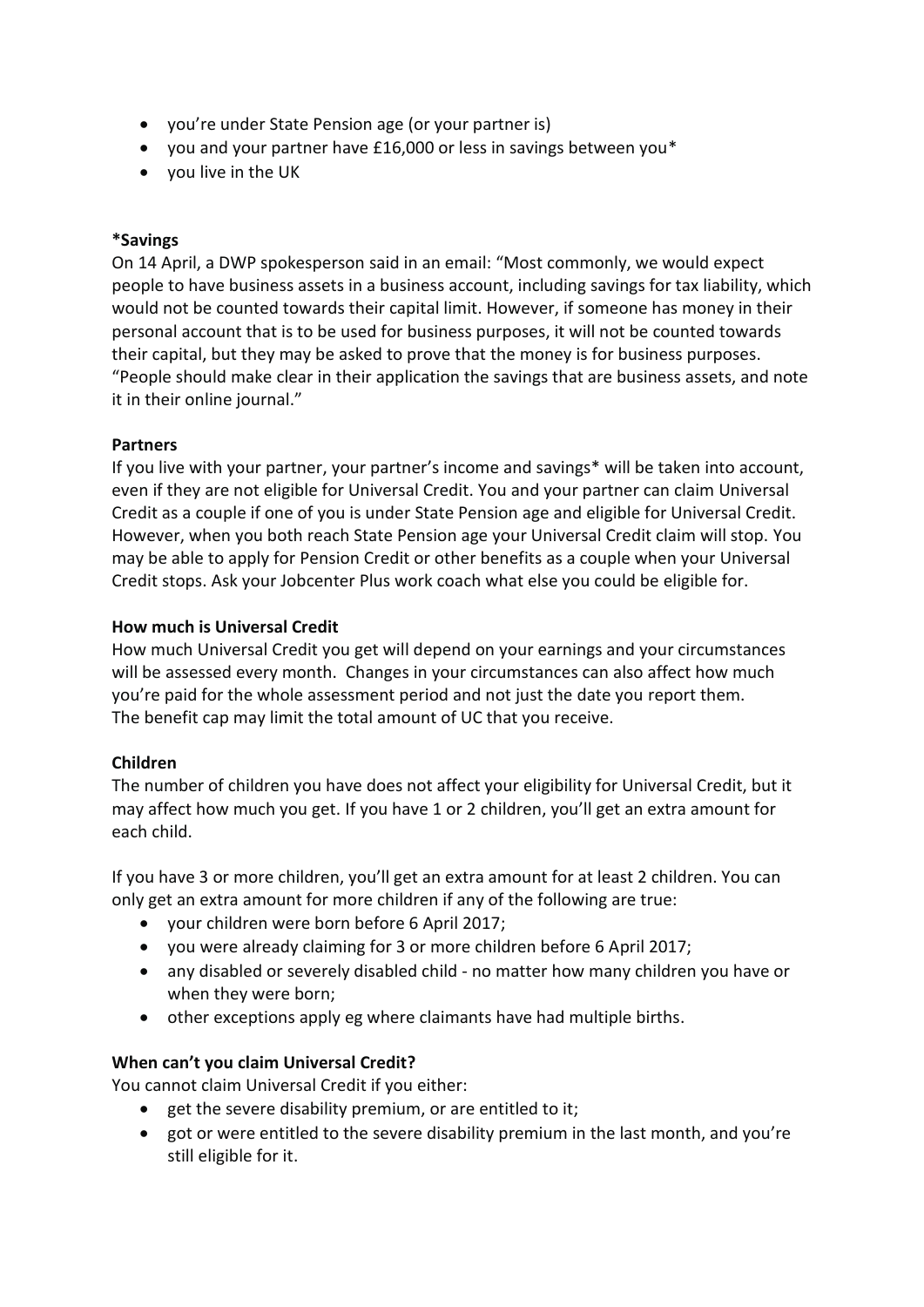- you're under State Pension age (or your partner is)
- you and your partner have £16,000 or less in savings between you*
- you live in the UK

**\*Savings**
On 14 April, a DWP spokesperson said in an email: "Most commonly, we would expect people to have business assets in a business account, including savings for tax liability, which would not be counted towards their capital limit. However, if someone has money in their personal account that is to be used for business purposes, it will not be counted towards their capital, but they may be asked to prove that the money is for business purposes. "People should make clear in their application the savings that are business assets, and note it in their online journal."

**Partners**
If you live with your partner, your partner's income and savings* will be taken into account, even if they are not eligible for Universal Credit. You and your partner can claim Universal Credit as a couple if one of you is under State Pension age and eligible for Universal Credit. However, when you both reach State Pension age your Universal Credit claim will stop. You may be able to apply for Pension Credit or other benefits as a couple when your Universal Credit stops. Ask your Jobcenter Plus work coach what else you could be eligible for.

**How much is Universal Credit**
How much Universal Credit you get will depend on your earnings and your circumstances will be assessed every month. Changes in your circumstances can also affect how much you're paid for the whole assessment period and not just the date you report them.
The benefit cap may limit the total amount of UC that you receive.

**Children**
The number of children you have does not affect your eligibility for Universal Credit, but it may affect how much you get. If you have 1 or 2 children, you'll get an extra amount for each child.

If you have 3 or more children, you'll get an extra amount for at least 2 children. You can only get an extra amount for more children if any of the following are true:

- your children were born before 6 April 2017;
- you were already claiming for 3 or more children before 6 April 2017;
- any disabled or severely disabled child - no matter how many children you have or when they were born;
- other exceptions apply eg where claimants have had multiple births.

**When can't you claim Universal Credit?**
You cannot claim Universal Credit if you either:

- get the severe disability premium, or are entitled to it;
- got or were entitled to the severe disability premium in the last month, and you're still eligible for it.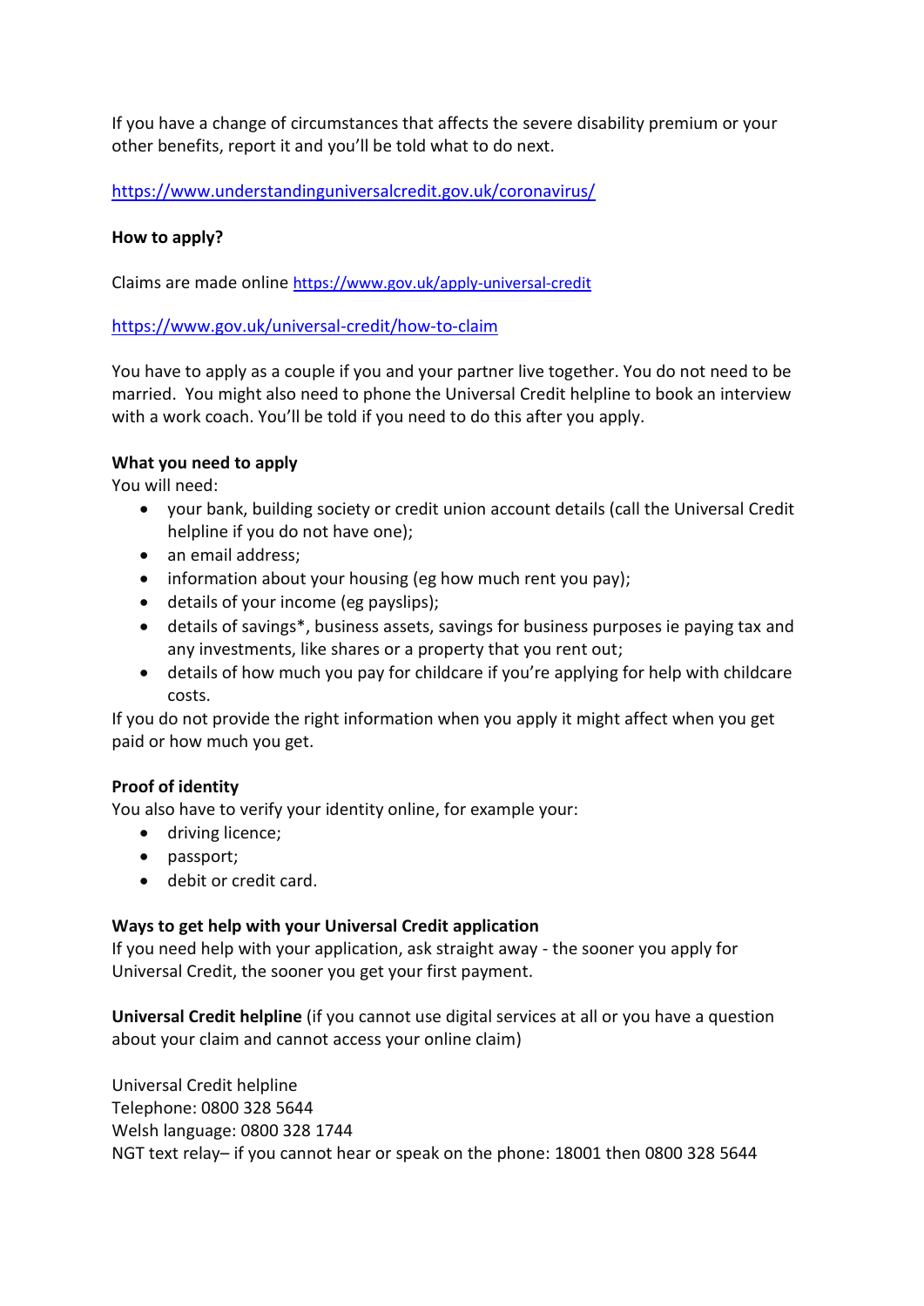If you have a change of circumstances that affects the severe disability premium or your other benefits, report it and you'll be told what to do next.

https://www.understandinguniversalcredit.gov.uk/coronavirus/

**How to apply?**

Claims are made online https://www.gov.uk/apply-universal-credit

https://www.gov.uk/universal-credit/how-to-claim

You have to apply as a couple if you and your partner live together. You do not need to be married. You might also need to phone the Universal Credit helpline to book an interview with a work coach. You'll be told if you need to do this after you apply.

**What you need to apply**

You will need:

- your bank, building society or credit union account details (call the Universal Credit helpline if you do not have one);
- an email address;
- information about your housing (eg how much rent you pay);
- details of your income (eg payslips);
- details of savings*, business assets, savings for business purposes ie paying tax and any investments, like shares or a property that you rent out;
- details of how much you pay for childcare if you're applying for help with childcare costs.

If you do not provide the right information when you apply it might affect when you get paid or how much you get.

**Proof of identity**

You also have to verify your identity online, for example your:

- driving licence;
- passport;
- debit or credit card.

**Ways to get help with your Universal Credit application**

If you need help with your application, ask straight away - the sooner you apply for Universal Credit, the sooner you get your first payment.

**Universal Credit helpline** (if you cannot use digital services at all or you have a question about your claim and cannot access your online claim)

Universal Credit helpline
Telephone: 0800 328 5644
Welsh language: 0800 328 1744
NGT text relay– if you cannot hear or speak on the phone: 18001 then 0800 328 5644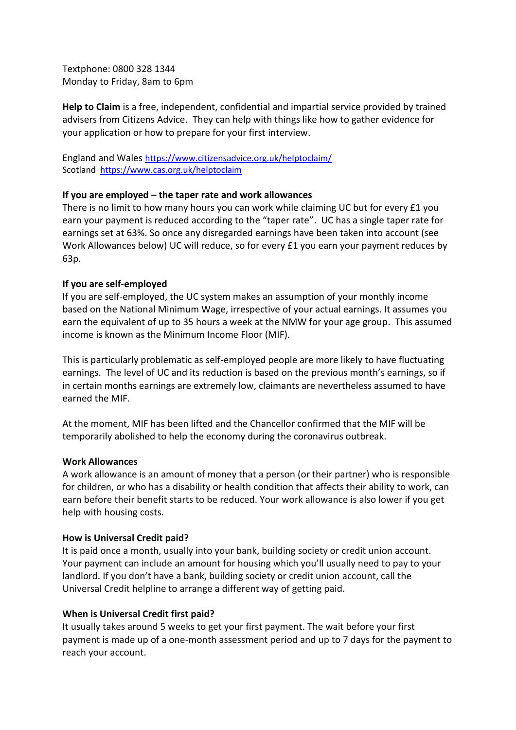Textphone: 0800 328 1344
Monday to Friday, 8am to 6pm

**Help to Claim** is a free, independent, confidential and impartial service provided by trained advisers from Citizens Advice. They can help with things like how to gather evidence for your application or how to prepare for your first interview.

England and Wales https://www.citizensadvice.org.uk/helptoclaim/
Scotland https://www.cas.org.uk/helptoclaim

**If you are employed – the taper rate and work allowances**
There is no limit to how many hours you can work while claiming UC but for every £1 you earn your payment is reduced according to the "taper rate". UC has a single taper rate for earnings set at 63%. So once any disregarded earnings have been taken into account (see Work Allowances below) UC will reduce, so for every £1 you earn your payment reduces by 63p.

**If you are self-employed**
If you are self-employed, the UC system makes an assumption of your monthly income based on the National Minimum Wage, irrespective of your actual earnings. It assumes you earn the equivalent of up to 35 hours a week at the NMW for your age group. This assumed income is known as the Minimum Income Floor (MIF).

This is particularly problematic as self-employed people are more likely to have fluctuating earnings. The level of UC and its reduction is based on the previous month's earnings, so if in certain months earnings are extremely low, claimants are nevertheless assumed to have earned the MIF.

At the moment, MIF has been lifted and the Chancellor confirmed that the MIF will be temporarily abolished to help the economy during the coronavirus outbreak.

**Work Allowances**
A work allowance is an amount of money that a person (or their partner) who is responsible for children, or who has a disability or health condition that affects their ability to work, can earn before their benefit starts to be reduced. Your work allowance is also lower if you get help with housing costs.

**How is Universal Credit paid?**
It is paid once a month, usually into your bank, building society or credit union account. Your payment can include an amount for housing which you'll usually need to pay to your landlord. If you don't have a bank, building society or credit union account, call the Universal Credit helpline to arrange a different way of getting paid.

**When is Universal Credit first paid?**
It usually takes around 5 weeks to get your first payment. The wait before your first payment is made up of a one-month assessment period and up to 7 days for the payment to reach your account.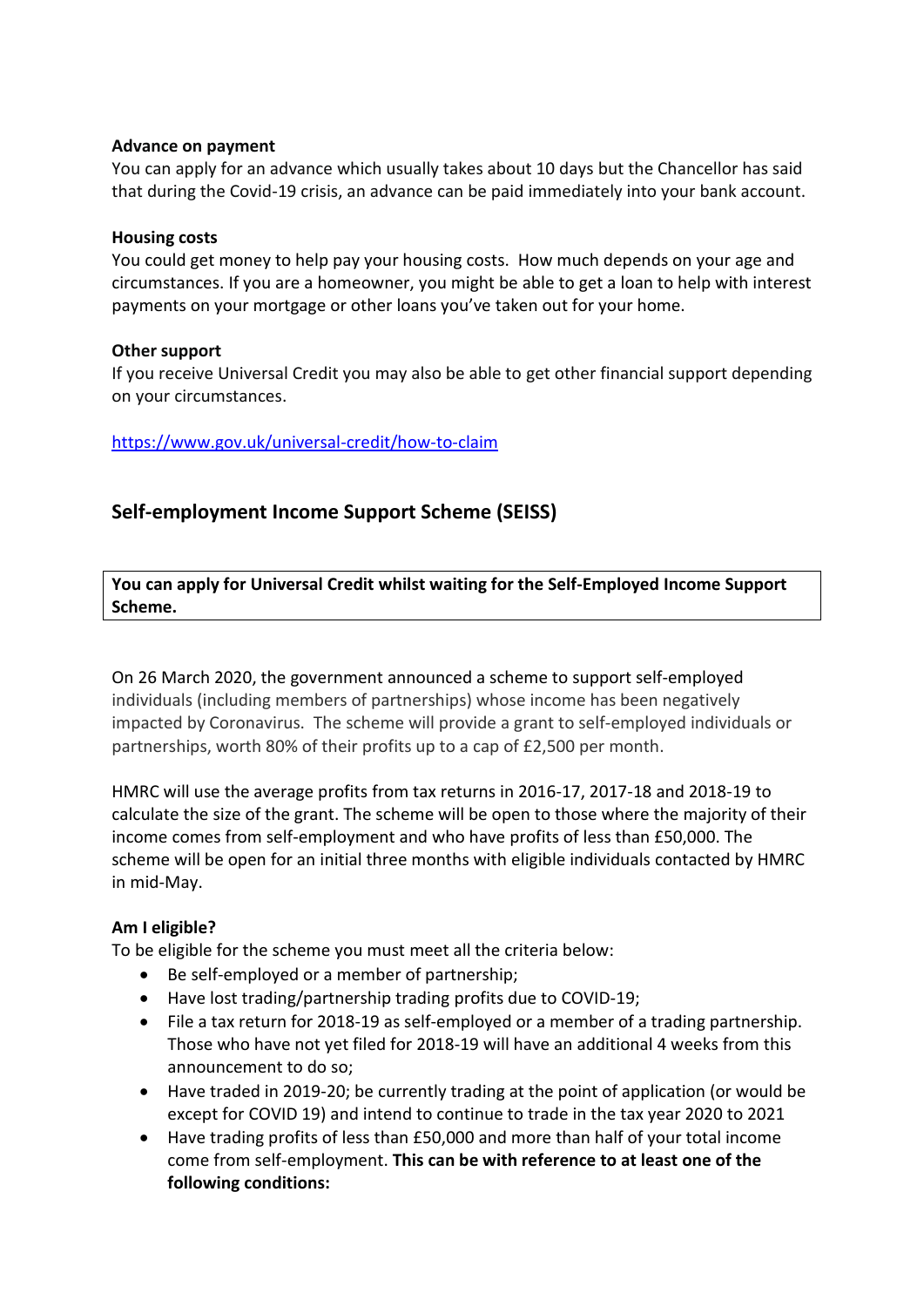**Advance on payment**

You can apply for an advance which usually takes about 10 days but the Chancellor has said that during the Covid-19 crisis, an advance can be paid immediately into your bank account.

**Housing costs**

You could get money to help pay your housing costs. How much depends on your age and circumstances. If you are a homeowner, you might be able to get a loan to help with interest payments on your mortgage or other loans you've taken out for your home.

**Other support**

If you receive Universal Credit you may also be able to get other financial support depending on your circumstances.

https://www.gov.uk/universal-credit/how-to-claim

## Self-employment Income Support Scheme (SEISS)

**You can apply for Universal Credit whilst waiting for the Self-Employed Income Support Scheme.**

On 26 March 2020, the government announced a scheme to support self-employed individuals (including members of partnerships) whose income has been negatively impacted by Coronavirus. The scheme will provide a grant to self-employed individuals or partnerships, worth 80% of their profits up to a cap of £2,500 per month.

HMRC will use the average profits from tax returns in 2016-17, 2017-18 and 2018-19 to calculate the size of the grant. The scheme will be open to those where the majority of their income comes from self-employment and who have profits of less than £50,000. The scheme will be open for an initial three months with eligible individuals contacted by HMRC in mid-May.

**Am I eligible?**

To be eligible for the scheme you must meet all the criteria below:

- Be self-employed or a member of partnership;
- Have lost trading/partnership trading profits due to COVID-19;
- File a tax return for 2018-19 as self-employed or a member of a trading partnership. Those who have not yet filed for 2018-19 will have an additional 4 weeks from this announcement to do so;
- Have traded in 2019-20; be currently trading at the point of application (or would be except for COVID 19) and intend to continue to trade in the tax year 2020 to 2021
- Have trading profits of less than £50,000 and more than half of your total income come from self-employment. **This can be with reference to at least one of the following conditions:**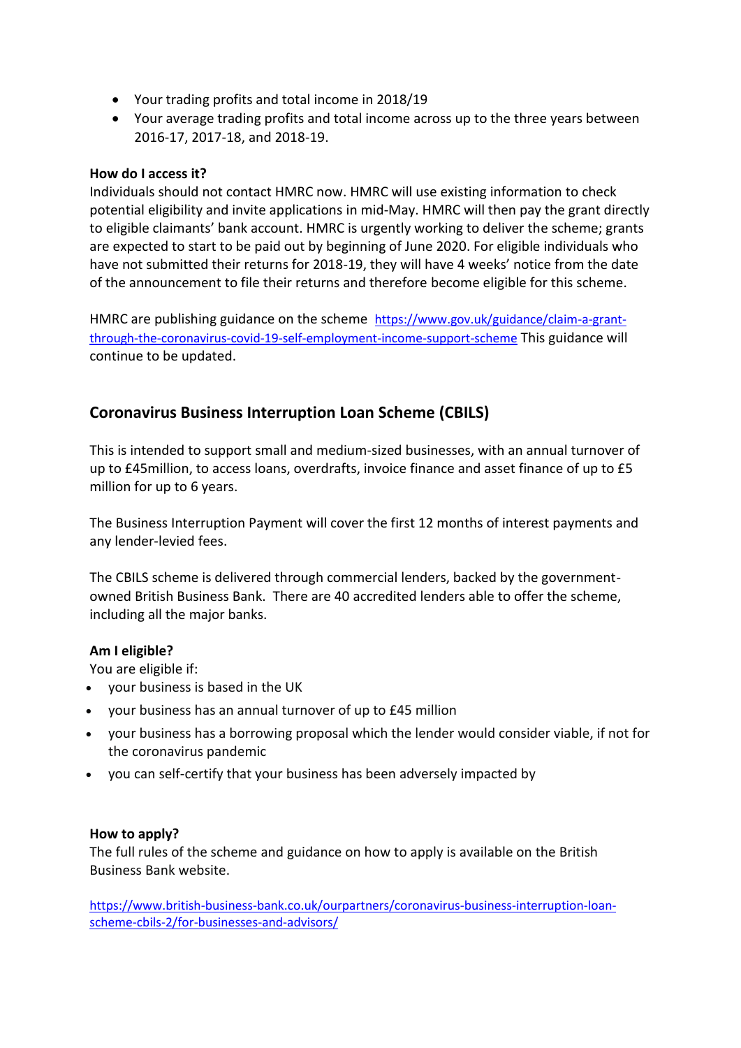- Your trading profits and total income in 2018/19
- Your average trading profits and total income across up to the three years between 2016-17, 2017-18, and 2018-19.

**How do I access it?**

Individuals should not contact HMRC now. HMRC will use existing information to check potential eligibility and invite applications in mid-May. HMRC will then pay the grant directly to eligible claimants' bank account. HMRC is urgently working to deliver the scheme; grants are expected to start to be paid out by beginning of June 2020. For eligible individuals who have not submitted their returns for 2018-19, they will have 4 weeks' notice from the date of the announcement to file their returns and therefore become eligible for this scheme.

HMRC are publishing guidance on the scheme https://www.gov.uk/guidance/claim-a-grant-through-the-coronavirus-covid-19-self-employment-income-support-scheme This guidance will continue to be updated.

## Coronavirus Business Interruption Loan Scheme (CBILS)

This is intended to support small and medium-sized businesses, with an annual turnover of up to £45million, to access loans, overdrafts, invoice finance and asset finance of up to £5 million for up to 6 years.

The Business Interruption Payment will cover the first 12 months of interest payments and any lender-levied fees.

The CBILS scheme is delivered through commercial lenders, backed by the government-owned British Business Bank. There are 40 accredited lenders able to offer the scheme, including all the major banks.

**Am I eligible?**

You are eligible if:

- your business is based in the UK
- your business has an annual turnover of up to £45 million
- your business has a borrowing proposal which the lender would consider viable, if not for the coronavirus pandemic
- you can self-certify that your business has been adversely impacted by

**How to apply?**

The full rules of the scheme and guidance on how to apply is available on the British Business Bank website.

https://www.british-business-bank.co.uk/ourpartners/coronavirus-business-interruption-loan-scheme-cbils-2/for-businesses-and-advisors/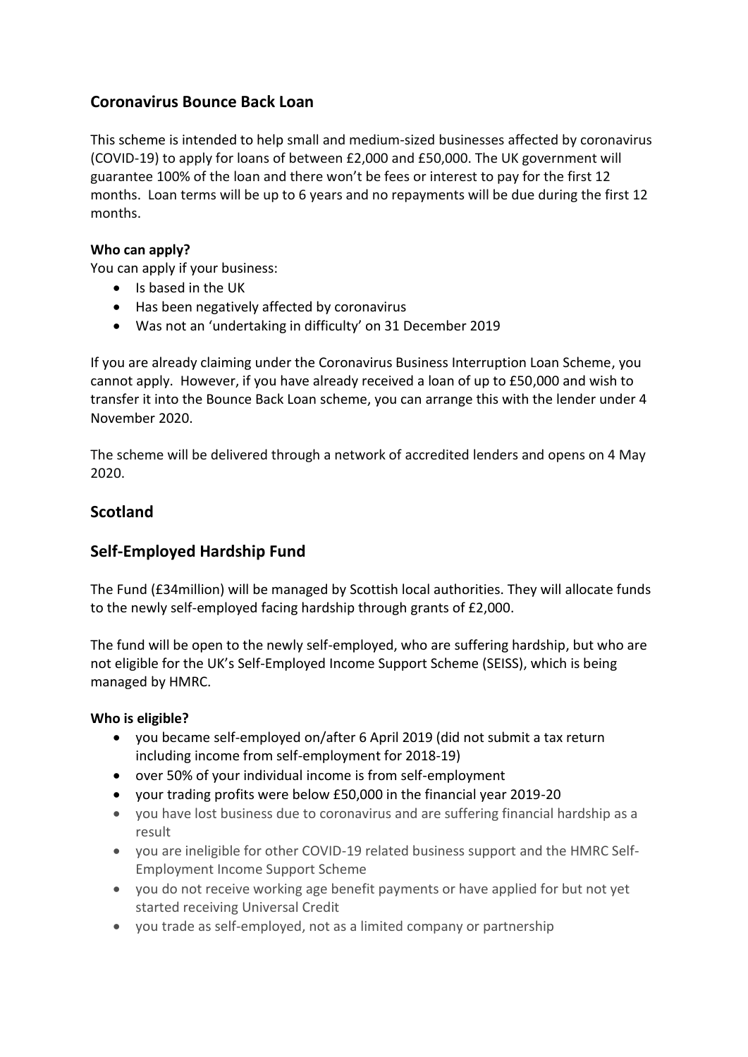## Coronavirus Bounce Back Loan

This scheme is intended to help small and medium-sized businesses affected by coronavirus (COVID-19) to apply for loans of between £2,000 and £50,000. The UK government will guarantee 100% of the loan and there won't be fees or interest to pay for the first 12 months. Loan terms will be up to 6 years and no repayments will be due during the first 12 months.

**Who can apply?**

You can apply if your business:

- Is based in the UK
- Has been negatively affected by coronavirus
- Was not an 'undertaking in difficulty' on 31 December 2019

If you are already claiming under the Coronavirus Business Interruption Loan Scheme, you cannot apply. However, if you have already received a loan of up to £50,000 and wish to transfer it into the Bounce Back Loan scheme, you can arrange this with the lender under 4 November 2020.

The scheme will be delivered through a network of accredited lenders and opens on 4 May 2020.

## Scotland

## Self-Employed Hardship Fund

The Fund (£34million) will be managed by Scottish local authorities. They will allocate funds to the newly self-employed facing hardship through grants of £2,000.

The fund will be open to the newly self-employed, who are suffering hardship, but who are not eligible for the UK's Self-Employed Income Support Scheme (SEISS), which is being managed by HMRC.

**Who is eligible?**

- you became self-employed on/after 6 April 2019 (did not submit a tax return including income from self-employment for 2018-19)
- over 50% of your individual income is from self-employment
- your trading profits were below £50,000 in the financial year 2019-20
- you have lost business due to coronavirus and are suffering financial hardship as a result
- you are ineligible for other COVID-19 related business support and the HMRC Self-Employment Income Support Scheme
- you do not receive working age benefit payments or have applied for but not yet started receiving Universal Credit
- you trade as self-employed, not as a limited company or partnership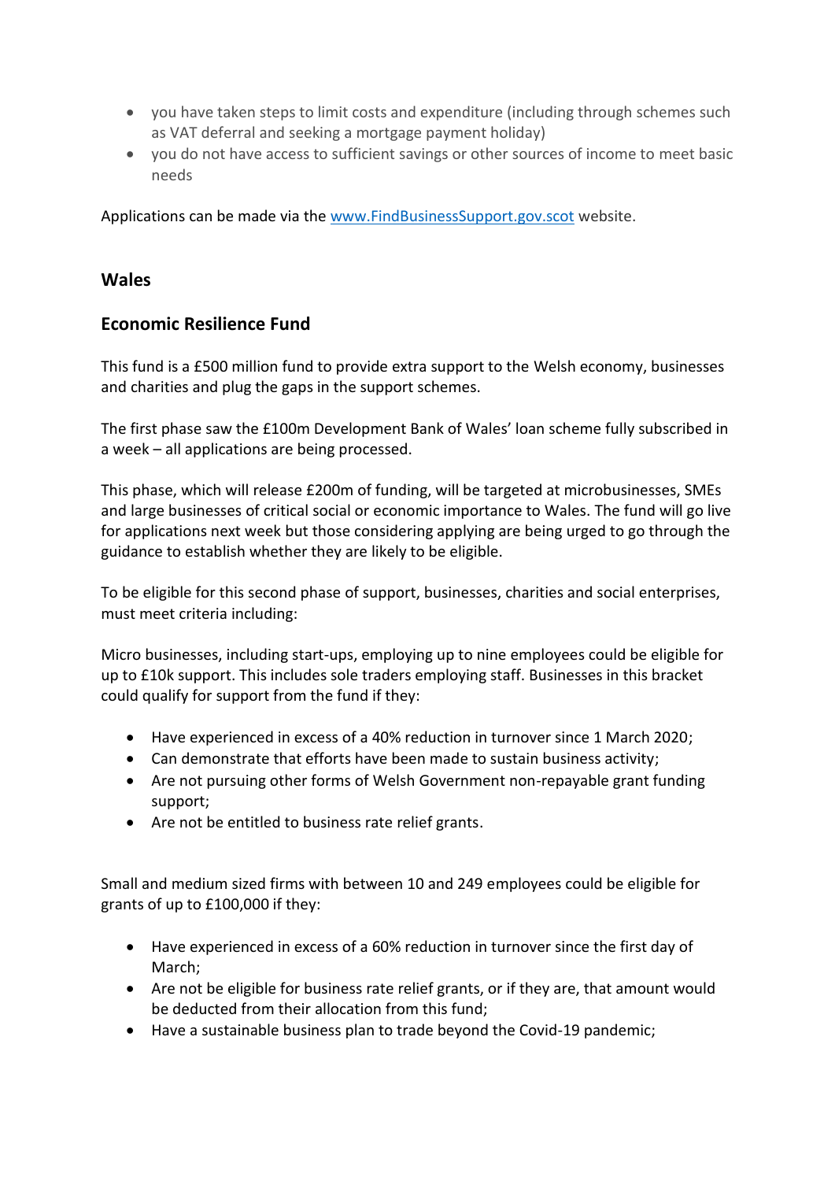- you have taken steps to limit costs and expenditure (including through schemes such as VAT deferral and seeking a mortgage payment holiday)
- you do not have access to sufficient savings or other sources of income to meet basic needs

Applications can be made via the [www.FindBusinessSupport.gov.scot](http://www.FindBusinessSupport.gov.scot) website.

## Wales

### Economic Resilience Fund

This fund is a £500 million fund to provide extra support to the Welsh economy, businesses and charities and plug the gaps in the support schemes.

The first phase saw the £100m Development Bank of Wales' loan scheme fully subscribed in a week – all applications are being processed.

This phase, which will release £200m of funding, will be targeted at microbusinesses, SMEs and large businesses of critical social or economic importance to Wales. The fund will go live for applications next week but those considering applying are being urged to go through the guidance to establish whether they are likely to be eligible.

To be eligible for this second phase of support, businesses, charities and social enterprises, must meet criteria including:

Micro businesses, including start-ups, employing up to nine employees could be eligible for up to £10k support. This includes sole traders employing staff. Businesses in this bracket could qualify for support from the fund if they:

- Have experienced in excess of a 40% reduction in turnover since 1 March 2020;
- Can demonstrate that efforts have been made to sustain business activity;
- Are not pursuing other forms of Welsh Government non-repayable grant funding support;
- Are not be entitled to business rate relief grants.

Small and medium sized firms with between 10 and 249 employees could be eligible for grants of up to £100,000 if they:

- Have experienced in excess of a 60% reduction in turnover since the first day of March;
- Are not be eligible for business rate relief grants, or if they are, that amount would be deducted from their allocation from this fund;
- Have a sustainable business plan to trade beyond the Covid-19 pandemic;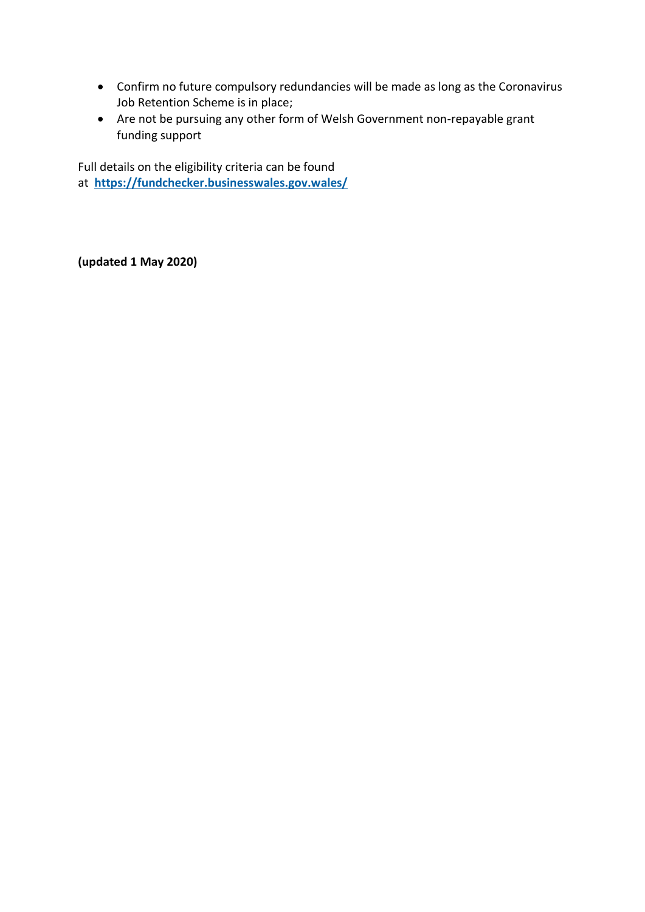- Confirm no future compulsory redundancies will be made as long as the Coronavirus Job Retention Scheme is in place;
- Are not be pursuing any other form of Welsh Government non-repayable grant funding support

Full details on the eligibility criteria can be found at **https://fundchecker.businesswales.gov.wales/**

**(updated 1 May 2020)**